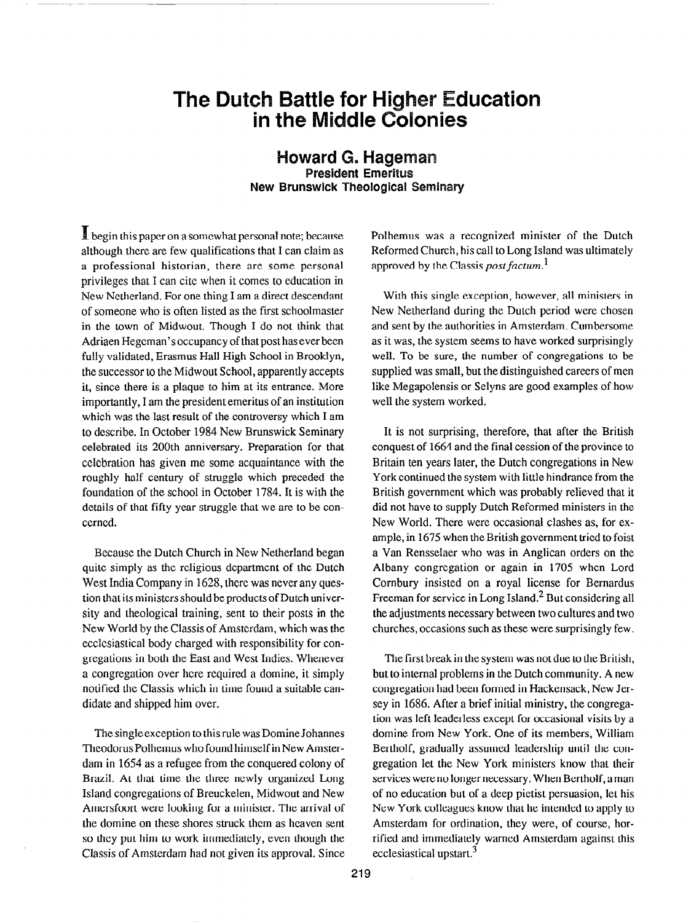# The Dutch Battle for Higher Education in the Middle Colonies

## Howard G. Hageman

**President Emeritus**
**New Brunswick Theological Seminary**

I begin this paper on a somewhat personal note; because although there are few qualifications that I can claim as a professional historian, there are some personal privileges that I can cite when it comes to education in New Netherland. For one thing I am a direct descendant of someone who is often listed as the first schoolmaster in the town of Midwout. Though I do not think that Adriaen Hegeman's occupancy of that post has ever been fully validated, Erasmus Hall High School in Brooklyn, the successor to the Midwout School, apparently accepts it, since there is a plaque to him at its entrance. More importantly, I am the president emeritus of an institution which was the last result of the controversy which I am to describe. In October 1984 New Brunswick Seminary celebrated its 200th anniversary. Preparation for that celebration has given me some acquaintance with the roughly half century of struggle which preceded the foundation of the school in October 1784. It is with the details of that fifty year struggle that we are to be concerned.

Because the Dutch Church in New Netherland began quite simply as the religious department of the Dutch West India Company in 1628, there was never any question that its ministers should be products of Dutch university and theological training, sent to their posts in the New World by the Classis of Amsterdam, which was the ecclesiastical body charged with responsibility for congregations in both the East and West Indies. Whenever a congregation over here required a domine, it simply notified the Classis which in time found a suitable candidate and shipped him over.

The single exception to this rule was Domine Johannes Theodorus Polhemus who found himself in New Amsterdam in 1654 as a refugee from the conquered colony of Brazil. At that time the three newly organized Long Island congregations of Breuckelen, Midwout and New Amersfoort were looking for a minister. The arrival of the domine on these shores struck them as heaven sent so they put him to work immediately, even though the Classis of Amsterdam had not given its approval. Since Polhemus was a recognized minister of the Dutch Reformed Church, his call to Long Island was ultimately approved by the Classis *post factum*.[1]

With this single exception, however, all ministers in New Netherland during the Dutch period were chosen and sent by the authorities in Amsterdam. Cumbersome as it was, the system seems to have worked surprisingly well. To be sure, the number of congregations to be supplied was small, but the distinguished careers of men like Megapolensis or Selyns are good examples of how well the system worked.

It is not surprising, therefore, that after the British conquest of 1664 and the final cession of the province to Britain ten years later, the Dutch congregations in New York continued the system with little hindrance from the British government which was probably relieved that it did not have to supply Dutch Reformed ministers in the New World. There were occasional clashes as, for example, in 1675 when the British government tried to foist a Van Rensselaer who was in Anglican orders on the Albany congregation or again in 1705 when Lord Cornbury insisted on a royal license for Bernardus Freeman for service in Long Island.[2] But considering all the adjustments necessary between two cultures and two churches, occasions such as these were surprisingly few.

The first break in the system was not due to the British, but to internal problems in the Dutch community. A new congregation had been formed in Hackensack, New Jersey in 1686. After a brief initial ministry, the congregation was left leaderless except for occasional visits by a domine from New York. One of its members, William Bertholf, gradually assumed leadership until the congregation let the New York ministers know that their services were no longer necessary. When Bertholf, a man of no education but of a deep pietist persuasion, let his New York colleagues know that he intended to apply to Amsterdam for ordination, they were, of course, horrified and immediately warned Amsterdam against this ecclesiastical upstart.[3]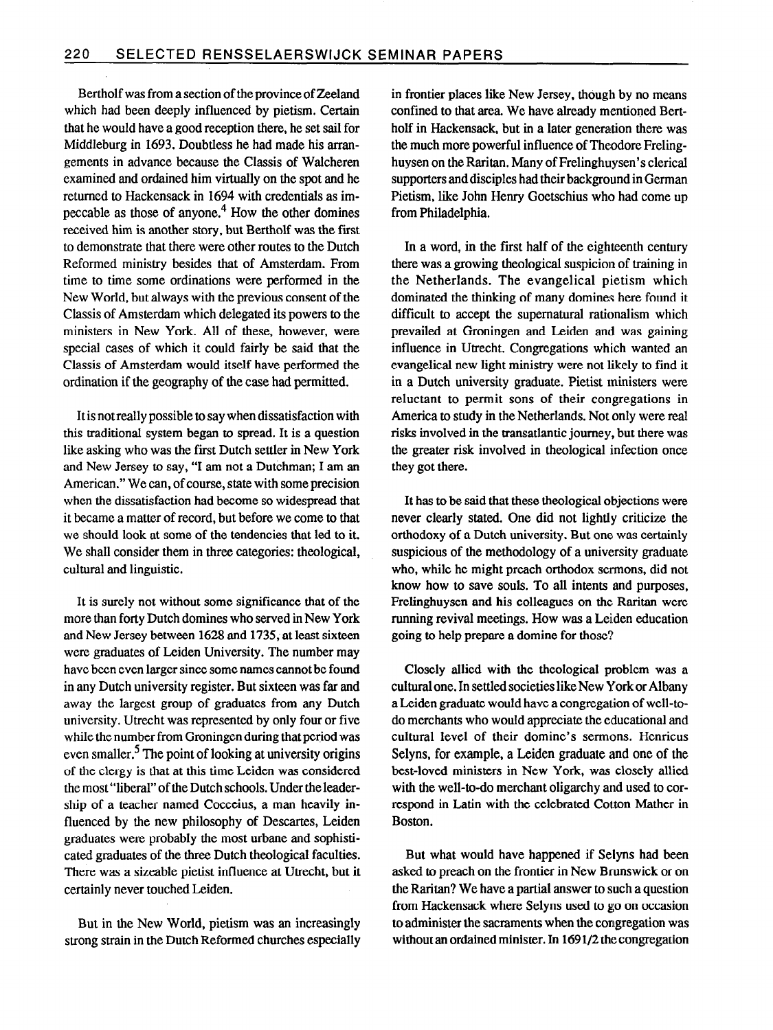Bertholf was from a section of the province of Zeeland which had been deeply influenced by pietism. Certain that he would have a good reception there, he set sail for Middleburg in 1693. Doubtless he had made his arrangements in advance because the Classis of Walcheren examined and ordained him virtually on the spot and he returned to Hackensack in 1694 with credentials as impeccable as those of anyone.[4] How the other domines received him is another story, but Bertholf was the first to demonstrate that there were other routes to the Dutch Reformed ministry besides that of Amsterdam. From time to time some ordinations were performed in the New World, but always with the previous consent of the Classis of Amsterdam which delegated its powers to the ministers in New York. All of these, however, were special cases of which it could fairly be said that the Classis of Amsterdam would itself have performed the ordination if the geography of the case had permitted.

It is not really possible to say when dissatisfaction with this traditional system began to spread. It is a question like asking who was the first Dutch settler in New York and New Jersey to say, "I am not a Dutchman; I am an American." We can, of course, state with some precision when the dissatisfaction had become so widespread that it became a matter of record, but before we come to that we should look at some of the tendencies that led to it. We shall consider them in three categories: theological, cultural and linguistic.

It is surely not without some significance that of the more than forty Dutch domines who served in New York and New Jersey between 1628 and 1735, at least sixteen were graduates of Leiden University. The number may have been even larger since some names cannot be found in any Dutch university register. But sixteen was far and away the largest group of graduates from any Dutch university. Utrecht was represented by only four or five while the number from Groningen during that period was even smaller.[5] The point of looking at university origins of the clergy is that at this time Leiden was considered the most "liberal" of the Dutch schools. Under the leadership of a teacher named Cocceius, a man heavily influenced by the new philosophy of Descartes, Leiden graduates were probably the most urbane and sophisticated graduates of the three Dutch theological faculties. There was a sizeable pietist influence at Utrecht, but it certainly never touched Leiden.

But in the New World, pietism was an increasingly strong strain in the Dutch Reformed churches especially in frontier places like New Jersey, though by no means confined to that area. We have already mentioned Bertholf in Hackensack, but in a later generation there was the much more powerful influence of Theodore Frelinghuysen on the Raritan. Many of Frelinghuysen's clerical supporters and disciples had their background in German Pietism, like John Henry Goetschius who had come up from Philadelphia.

In a word, in the first half of the eighteenth century there was a growing theological suspicion of training in the Netherlands. The evangelical pietism which dominated the thinking of many domines here found it difficult to accept the supernatural rationalism which prevailed at Groningen and Leiden and was gaining influence in Utrecht. Congregations which wanted an evangelical new light ministry were not likely to find it in a Dutch university graduate. Pietist ministers were reluctant to permit sons of their congregations in America to study in the Netherlands. Not only were real risks involved in the transatlantic journey, but there was the greater risk involved in theological infection once they got there.

It has to be said that these theological objections were never clearly stated. One did not lightly criticize the orthodoxy of a Dutch university. But one was certainly suspicious of the methodology of a university graduate who, while he might preach orthodox sermons, did not know how to save souls. To all intents and purposes, Frelinghuysen and his colleagues on the Raritan were running revival meetings. How was a Leiden education going to help prepare a domine for those?

Closely allied with the theological problem was a cultural one. In settled societies like New York or Albany a Leiden graduate would have a congregation of well-to-do merchants who would appreciate the educational and cultural level of their domine's sermons. Henricus Selyns, for example, a Leiden graduate and one of the best-loved ministers in New York, was closely allied with the well-to-do merchant oligarchy and used to correspond in Latin with the celebrated Cotton Mather in Boston.

But what would have happened if Selyns had been asked to preach on the frontier in New Brunswick or on the Raritan? We have a partial answer to such a question from Hackensack where Selyns used to go on occasion to administer the sacraments when the congregation was without an ordained minister. In 1691/2 the congregation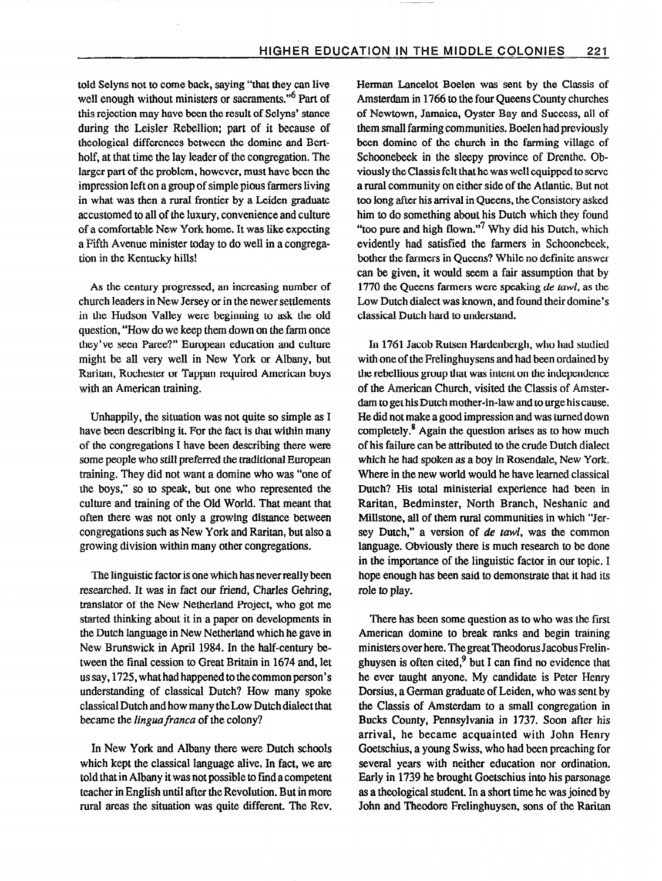told Selyns not to come back, saying "that they can live well enough without ministers or sacraments."[6] Part of this rejection may have been the result of Selyns' stance during the Leisler Rebellion; part of it because of theological differences between the domine and Bertholf, at that time the lay leader of the congregation. The larger part of the problem, however, must have been the impression left on a group of simple pious farmers living in what was then a rural frontier by a Leiden graduate accustomed to all of the luxury, convenience and culture of a comfortable New York home. It was like expecting a Fifth Avenue minister today to do well in a congregation in the Kentucky hills!

As the century progressed, an increasing number of church leaders in New Jersey or in the newer settlements in the Hudson Valley were beginning to ask the old question, "How do we keep them down on the farm once they've seen Paree?" European education and culture might be all very well in New York or Albany, but Raritan, Rochester or Tappan required American boys with an American training.

Unhappily, the situation was not quite so simple as I have been describing it. For the fact is that within many of the congregations I have been describing there were some people who still preferred the traditional European training. They did not want a domine who was "one of the boys," so to speak, but one who represented the culture and training of the Old World. That meant that often there was not only a growing distance between congregations such as New York and Raritan, but also a growing division within many other congregations.

The linguistic factor is one which has never really been researched. It was in fact our friend, Charles Gehring, translator of the New Netherland Project, who got me started thinking about it in a paper on developments in the Dutch language in New Netherland which he gave in New Brunswick in April 1984. In the half-century between the final cession to Great Britain in 1674 and, let us say, 1725, what had happened to the common person's understanding of classical Dutch? How many spoke classical Dutch and how many the Low Dutch dialect that became the *lingua franca* of the colony?

In New York and Albany there were Dutch schools which kept the classical language alive. In fact, we are told that in Albany it was not possible to find a competent teacher in English until after the Revolution. But in more rural areas the situation was quite different. The Rev. Herman Lancelot Boelen was sent by the Classis of Amsterdam in 1766 to the four Queens County churches of Newtown, Jamaica, Oyster Bay and Success, all of them small farming communities. Boelen had previously been domine of the church in the farming village of Schoonebeek in the sleepy province of Drenthe. Obviously the Classis felt that he was well equipped to serve a rural community on either side of the Atlantic. But not too long after his arrival in Queens, the Consistory asked him to do something about his Dutch which they found "too pure and high flown."[7] Why did his Dutch, which evidently had satisfied the farmers in Schoonebeek, bother the farmers in Queens? While no definite answer can be given, it would seem a fair assumption that by 1770 the Queens farmers were speaking *de tawl*, as the Low Dutch dialect was known, and found their domine's classical Dutch hard to understand.

In 1761 Jacob Rutsen Hardenbergh, who had studied with one of the Frelinghuysens and had been ordained by the rebellious group that was intent on the independence of the American Church, visited the Classis of Amsterdam to get his Dutch mother-in-law and to urge his cause. He did not make a good impression and was turned down completely.[8] Again the question arises as to how much of his failure can be attributed to the crude Dutch dialect which he had spoken as a boy in Rosendale, New York. Where in the new world would he have learned classical Dutch? His total ministerial experience had been in Raritan, Bedminster, North Branch, Neshanic and Millstone, all of them rural communities in which "Jersey Dutch," a version of *de tawl*, was the common language. Obviously there is much research to be done in the importance of the linguistic factor in our topic. I hope enough has been said to demonstrate that it had its role to play.

There has been some question as to who was the first American domine to break ranks and begin training ministers over here. The great Theodorus Jacobus Frelinghuysen is often cited,[9] but I can find no evidence that he ever taught anyone. My candidate is Peter Henry Dorsius, a German graduate of Leiden, who was sent by the Classis of Amsterdam to a small congregation in Bucks County, Pennsylvania in 1737. Soon after his arrival, he became acquainted with John Henry Goetschius, a young Swiss, who had been preaching for several years with neither education nor ordination. Early in 1739 he brought Goetschius into his parsonage as a theological student. In a short time he was joined by John and Theodore Frelinghuysen, sons of the Raritan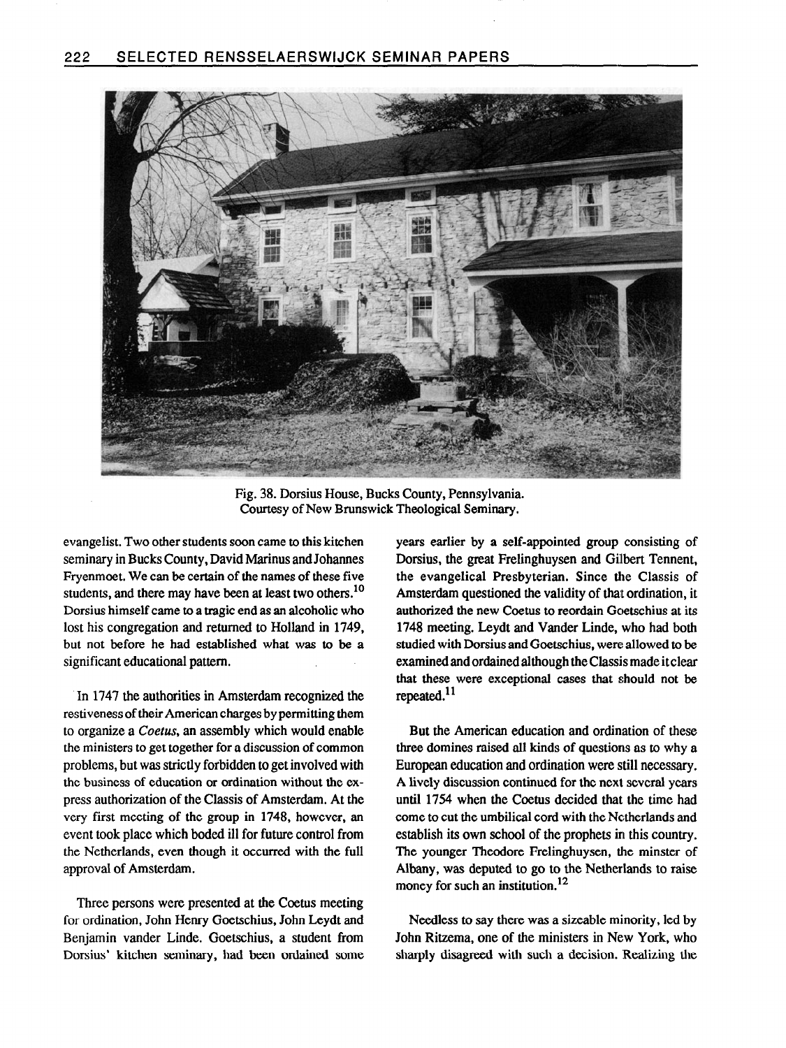Fig. 38. Dorsius House, Bucks County, Pennsylvania. Courtesy of New Brunswick Theological Seminary.

evangelist. Two other students soon came to this kitchen seminary in Bucks County, David Marinus and Johannes Fryenmoet. We can be certain of the names of these five students, and there may have been at least two others.[10] Dorsius himself came to a tragic end as an alcoholic who lost his congregation and returned to Holland in 1749, but not before he had established what was to be a significant educational pattern.

In 1747 the authorities in Amsterdam recognized the restiveness of their American charges by permitting them to organize a *Coetus*, an assembly which would enable the ministers to get together for a discussion of common problems, but was strictly forbidden to get involved with the business of education or ordination without the express authorization of the Classis of Amsterdam. At the very first meeting of the group in 1748, however, an event took place which boded ill for future control from the Netherlands, even though it occurred with the full approval of Amsterdam.

Three persons were presented at the Coetus meeting for ordination, John Henry Goetschius, John Leydt and Benjamin vander Linde. Goetschius, a student from Dorsius' kitchen seminary, had been ordained some years earlier by a self-appointed group consisting of Dorsius, the great Frelinghuysen and Gilbert Tennent, the evangelical Presbyterian. Since the Classis of Amsterdam questioned the validity of that ordination, it authorized the new Coetus to reordain Goetschius at its 1748 meeting. Leydt and Vander Linde, who had both studied with Dorsius and Goetschius, were allowed to be examined and ordained although the Classis made it clear that these were exceptional cases that should not be repeated.[11]

But the American education and ordination of these three domines raised all kinds of questions as to why a European education and ordination were still necessary. A lively discussion continued for the next several years until 1754 when the Coetus decided that the time had come to cut the umbilical cord with the Netherlands and establish its own school of the prophets in this country. The younger Theodore Frelinghuysen, the minster of Albany, was deputed to go to the Netherlands to raise money for such an institution.[12]

Needless to say there was a sizeable minority, led by John Ritzema, one of the ministers in New York, who sharply disagreed with such a decision. Realizing the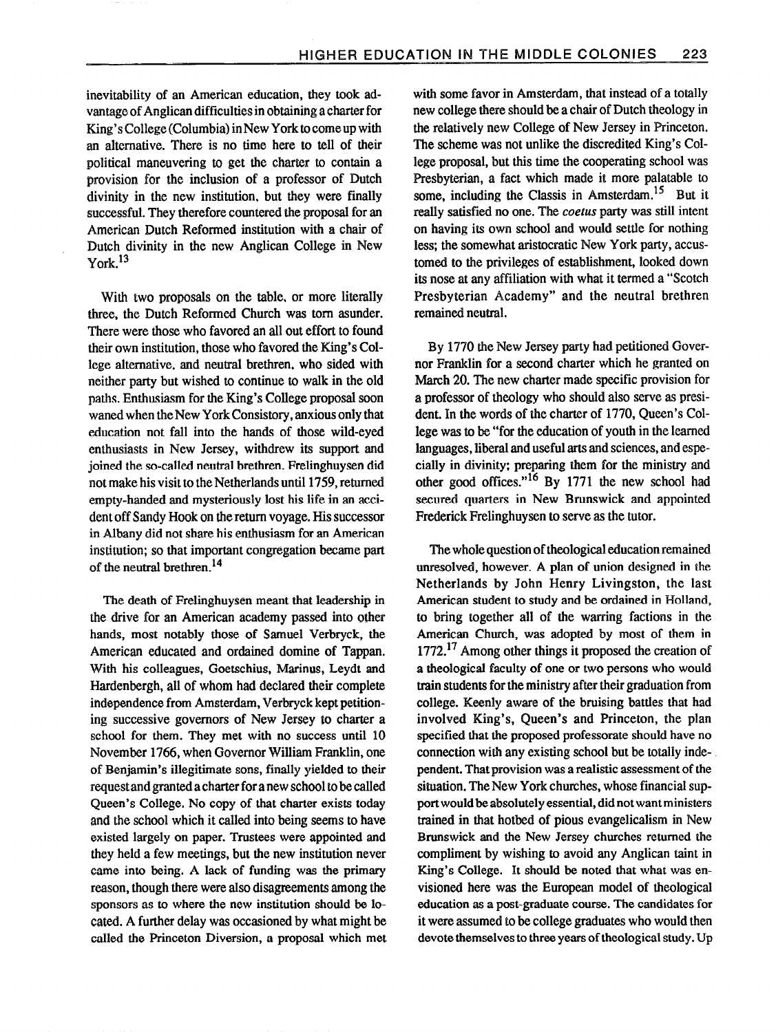inevitability of an American education, they took advantage of Anglican difficulties in obtaining a charter for King's College (Columbia) in New York to come up with an alternative. There is no time here to tell of their political maneuvering to get the charter to contain a provision for the inclusion of a professor of Dutch divinity in the new institution, but they were finally successful. They therefore countered the proposal for an American Dutch Reformed institution with a chair of Dutch divinity in the new Anglican College in New York.[13]

With two proposals on the table, or more literally three, the Dutch Reformed Church was torn asunder. There were those who favored an all out effort to found their own institution, those who favored the King's College alternative, and neutral brethren, who sided with neither party but wished to continue to walk in the old paths. Enthusiasm for the King's College proposal soon waned when the New York Consistory, anxious only that education not fall into the hands of those wild-eyed enthusiasts in New Jersey, withdrew its support and joined the so-called neutral brethren. Frelinghuysen did not make his visit to the Netherlands until 1759, returned empty-handed and mysteriously lost his life in an accident off Sandy Hook on the return voyage. His successor in Albany did not share his enthusiasm for an American institution; so that important congregation became part of the neutral brethren.[14]

The death of Frelinghuysen meant that leadership in the drive for an American academy passed into other hands, most notably those of Samuel Verbryck, the American educated and ordained domine of Tappan. With his colleagues, Goetschius, Marinus, Leydt and Hardenbergh, all of whom had declared their complete independence from Amsterdam, Verbryck kept petitioning successive governors of New Jersey to charter a school for them. They met with no success until 10 November 1766, when Governor William Franklin, one of Benjamin's illegitimate sons, finally yielded to their request and granted a charter for a new school to be called Queen's College. No copy of that charter exists today and the school which it called into being seems to have existed largely on paper. Trustees were appointed and they held a few meetings, but the new institution never came into being. A lack of funding was the primary reason, though there were also disagreements among the sponsors as to where the new institution should be located. A further delay was occasioned by what might be called the Princeton Diversion, a proposal which met with some favor in Amsterdam, that instead of a totally new college there should be a chair of Dutch theology in the relatively new College of New Jersey in Princeton. The scheme was not unlike the discredited King's College proposal, but this time the cooperating school was Presbyterian, a fact which made it more palatable to some, including the Classis in Amsterdam.[15] But it really satisfied no one. The *coetus* party was still intent on having its own school and would settle for nothing less; the somewhat aristocratic New York party, accustomed to the privileges of establishment, looked down its nose at any affiliation with what it termed a "Scotch Presbyterian Academy" and the neutral brethren remained neutral.

By 1770 the New Jersey party had petitioned Governor Franklin for a second charter which he granted on March 20. The new charter made specific provision for a professor of theology who should also serve as president. In the words of the charter of 1770, Queen's College was to be "for the education of youth in the learned languages, liberal and useful arts and sciences, and especially in divinity; preparing them for the ministry and other good offices."[16] By 1771 the new school had secured quarters in New Brunswick and appointed Frederick Frelinghuysen to serve as the tutor.

The whole question of theological education remained unresolved, however. A plan of union designed in the Netherlands by John Henry Livingston, the last American student to study and be ordained in Holland, to bring together all of the warring factions in the American Church, was adopted by most of them in 1772.[17] Among other things it proposed the creation of a theological faculty of one or two persons who would train students for the ministry after their graduation from college. Keenly aware of the bruising battles that had involved King's, Queen's and Princeton, the plan specified that the proposed professorate should have no connection with any existing school but be totally independent. That provision was a realistic assessment of the situation. The New York churches, whose financial support would be absolutely essential, did not want ministers trained in that hotbed of pious evangelicalism in New Brunswick and the New Jersey churches returned the compliment by wishing to avoid any Anglican taint in King's College. It should be noted that what was envisioned here was the European model of theological education as a post-graduate course. The candidates for it were assumed to be college graduates who would then devote themselves to three years of theological study. Up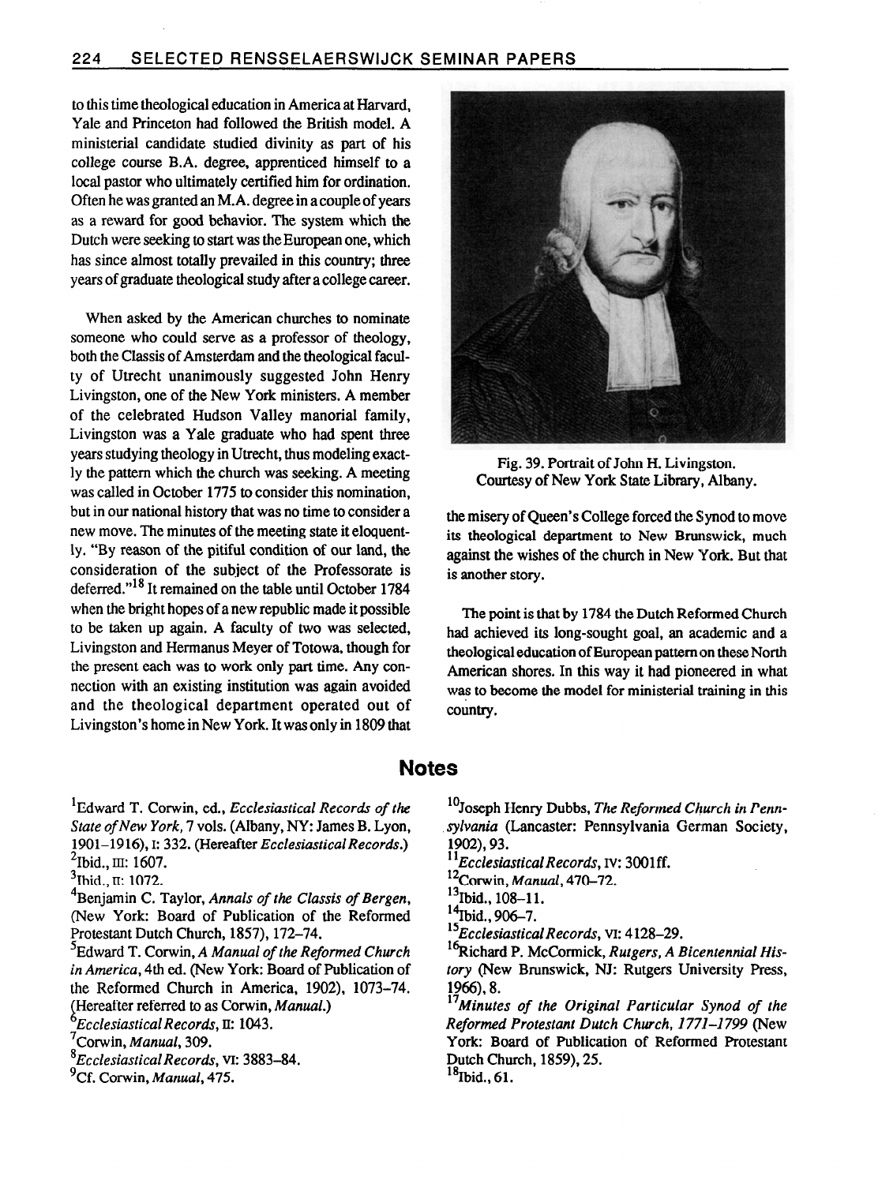to this time theological education in America at Harvard, Yale and Princeton had followed the British model. A ministerial candidate studied divinity as part of his college course B.A. degree, apprenticed himself to a local pastor who ultimately certified him for ordination. Often he was granted an M.A. degree in a couple of years as a reward for good behavior. The system which the Dutch were seeking to start was the European one, which has since almost totally prevailed in this country; three years of graduate theological study after a college career.

When asked by the American churches to nominate someone who could serve as a professor of theology, both the Classis of Amsterdam and the theological faculty of Utrecht unanimously suggested John Henry Livingston, one of the New York ministers. A member of the celebrated Hudson Valley manorial family, Livingston was a Yale graduate who had spent three years studying theology in Utrecht, thus modeling exactly the pattern which the church was seeking. A meeting was called in October 1775 to consider this nomination, but in our national history that was no time to consider a new move. The minutes of the meeting state it eloquently. "By reason of the pitiful condition of our land, the consideration of the subject of the Professorate is deferred."[18] It remained on the table until October 1784 when the bright hopes of a new republic made it possible to be taken up again. A faculty of two was selected, Livingston and Hermanus Meyer of Totowa, though for the present each was to work only part time. Any connection with an existing institution was again avoided and the theological department operated out of Livingston's home in New York. It was only in 1809 that the misery of Queen's College forced the Synod to move its theological department to New Brunswick, much against the wishes of the church in New York. But that is another story.

Fig. 39. Portrait of John H. Livingston. Courtesy of New York State Library, Albany.

The point is that by 1784 the Dutch Reformed Church had achieved its long-sought goal, an academic and a theological education of European pattern on these North American shores. In this way it had pioneered in what was to become the model for ministerial training in this country.

## Notes

1. Edward T. Corwin, ed., *Ecclesiastical Records of the State of New York*, 7 vols. (Albany, NY: James B. Lyon, 1901–1916), I: 332. (Hereafter *Ecclesiastical Records*.)
2. Ibid., III: 1607.
3. Ibid., II: 1072.
4. Benjamin C. Taylor, *Annals of the Classis of Bergen*, (New York: Board of Publication of the Reformed Protestant Dutch Church, 1857), 172–74.
5. Edward T. Corwin, *A Manual of the Reformed Church in America*, 4th ed. (New York: Board of Publication of the Reformed Church in America, 1902), 1073–74. (Hereafter referred to as Corwin, *Manual*.)
6. *Ecclesiastical Records*, II: 1043.
7. Corwin, *Manual*, 309.
8. *Ecclesiastical Records*, VI: 3883–84.
9. Cf. Corwin, *Manual*, 475.
10. Joseph Henry Dubbs, *The Reformed Church in Pennsylvania* (Lancaster: Pennsylvania German Society, 1902), 93.
11. *Ecclesiastical Records*, IV: 3001ff.
12. Corwin, *Manual*, 470–72.
13. Ibid., 108–11.
14. Ibid., 906–7.
15. *Ecclesiastical Records*, VI: 4128–29.
16. Richard P. McCormick, *Rutgers, A Bicentennial History* (New Brunswick, NJ: Rutgers University Press, 1966), 8.
17. *Minutes of the Original Particular Synod of the Reformed Protestant Dutch Church, 1771–1799* (New York: Board of Publication of Reformed Protestant Dutch Church, 1859), 25.
18. Ibid., 61.